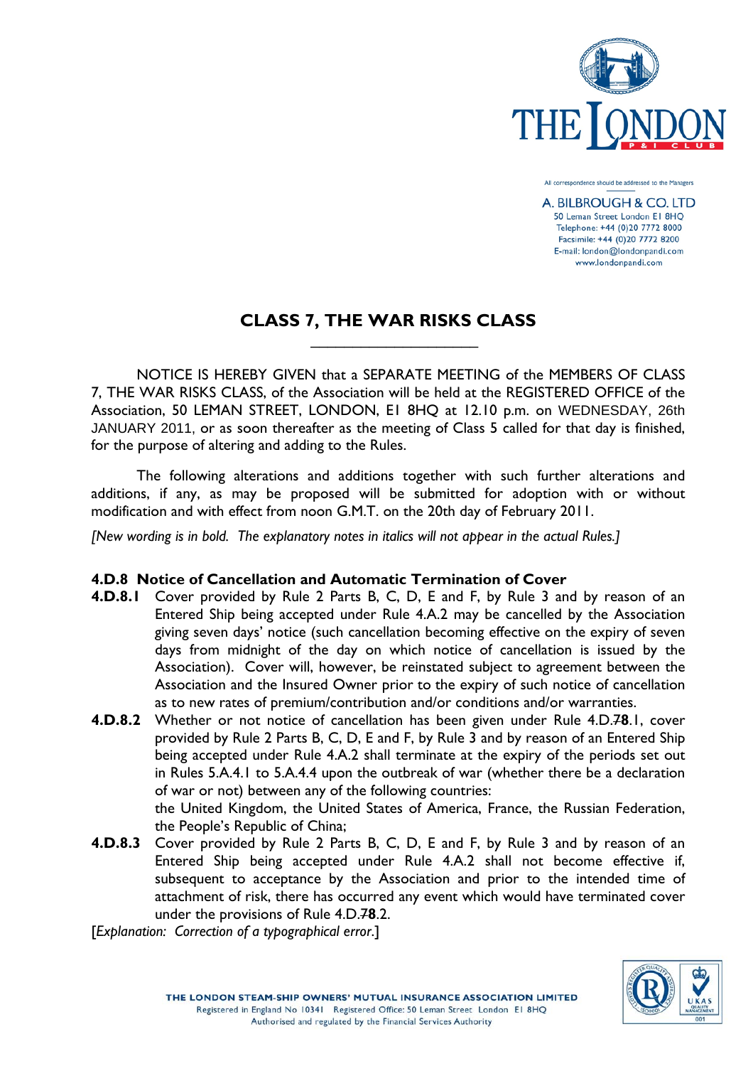All correspondence should be addressed to the Managers

A. BILBROUGH & CO. LTD
50 Leman Street London E1 8HQ
Telephone: +44 (0)20 7772 8000
Facsimile: +44 (0)20 7772 8200
E-mail: london@londonpandi.com
www.londonpandi.com

## CLASS 7, THE WAR RISKS CLASS

NOTICE IS HEREBY GIVEN that a SEPARATE MEETING of the MEMBERS OF CLASS 7, THE WAR RISKS CLASS, of the Association will be held at the REGISTERED OFFICE of the Association, 50 LEMAN STREET, LONDON, E1 8HQ at 12.10 p.m. on WEDNESDAY, 26th JANUARY 2011, or as soon thereafter as the meeting of Class 5 called for that day is finished, for the purpose of altering and adding to the Rules.

The following alterations and additions together with such further alterations and additions, if any, as may be proposed will be submitted for adoption with or without modification and with effect from noon G.M.T. on the 20th day of February 2011.

*[New wording is in bold. The explanatory notes in italics will not appear in the actual Rules.]*

### 4.D.8 Notice of Cancellation and Automatic Termination of Cover

**4.D.8.1** Cover provided by Rule 2 Parts B, C, D, E and F, by Rule 3 and by reason of an Entered Ship being accepted under Rule 4.A.2 may be cancelled by the Association giving seven days' notice (such cancellation becoming effective on the expiry of seven days from midnight of the day on which notice of cancellation is issued by the Association). Cover will, however, be reinstated subject to agreement between the Association and the Insured Owner prior to the expiry of such notice of cancellation as to new rates of premium/contribution and/or conditions and/or warranties.

**4.D.8.2** Whether or not notice of cancellation has been given under Rule 4.D.~~7~~**8**.1, cover provided by Rule 2 Parts B, C, D, E and F, by Rule 3 and by reason of an Entered Ship being accepted under Rule 4.A.2 shall terminate at the expiry of the periods set out in Rules 5.A.4.1 to 5.A.4.4 upon the outbreak of war (whether there be a declaration of war or not) between any of the following countries:
the United Kingdom, the United States of America, France, the Russian Federation, the People's Republic of China;

**4.D.8.3** Cover provided by Rule 2 Parts B, C, D, E and F, by Rule 3 and by reason of an Entered Ship being accepted under Rule 4.A.2 shall not become effective if, subsequent to acceptance by the Association and prior to the intended time of attachment of risk, there has occurred any event which would have terminated cover under the provisions of Rule 4.D.~~7~~**8**.2.

[*Explanation: Correction of a typographical error.*]

THE LONDON STEAM-SHIP OWNERS' MUTUAL INSURANCE ASSOCIATION LIMITED
Registered in England No 10341 Registered Office: 50 Leman Street London E1 8HQ
Authorised and regulated by the Financial Services Authority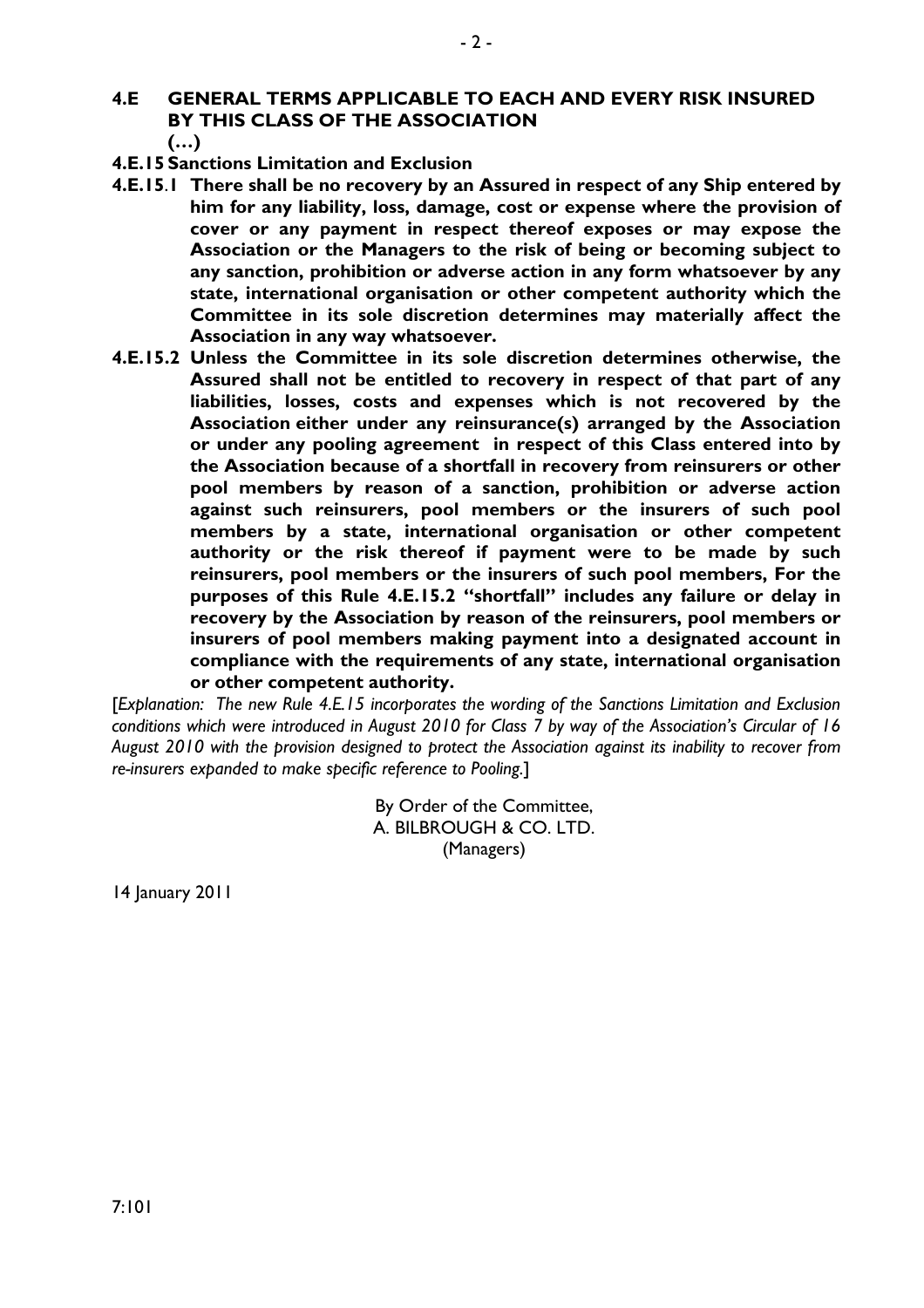**4.E GENERAL TERMS APPLICABLE TO EACH AND EVERY RISK INSURED BY THIS CLASS OF THE ASSOCIATION**

**(…)**

**4.E.15 Sanctions Limitation and Exclusion**

**4.E.15.1 There shall be no recovery by an Assured in respect of any Ship entered by him for any liability, loss, damage, cost or expense where the provision of cover or any payment in respect thereof exposes or may expose the Association or the Managers to the risk of being or becoming subject to any sanction, prohibition or adverse action in any form whatsoever by any state, international organisation or other competent authority which the Committee in its sole discretion determines may materially affect the Association in any way whatsoever.**

**4.E.15.2 Unless the Committee in its sole discretion determines otherwise, the Assured shall not be entitled to recovery in respect of that part of any liabilities, losses, costs and expenses which is not recovered by the Association either under any reinsurance(s) arranged by the Association or under any pooling agreement in respect of this Class entered into by the Association because of a shortfall in recovery from reinsurers or other pool members by reason of a sanction, prohibition or adverse action against such reinsurers, pool members or the insurers of such pool members by a state, international organisation or other competent authority or the risk thereof if payment were to be made by such reinsurers, pool members or the insurers of such pool members, For the purposes of this Rule 4.E.15.2 "shortfall" includes any failure or delay in recovery by the Association by reason of the reinsurers, pool members or insurers of pool members making payment into a designated account in compliance with the requirements of any state, international organisation or other competent authority.**

[*Explanation: The new Rule 4.E.15 incorporates the wording of the Sanctions Limitation and Exclusion conditions which were introduced in August 2010 for Class 7 by way of the Association's Circular of 16 August 2010 with the provision designed to protect the Association against its inability to recover from re-insurers expanded to make specific reference to Pooling.*]

By Order of the Committee,
A. BILBROUGH & CO. LTD.
(Managers)

14 January 2011

7:101